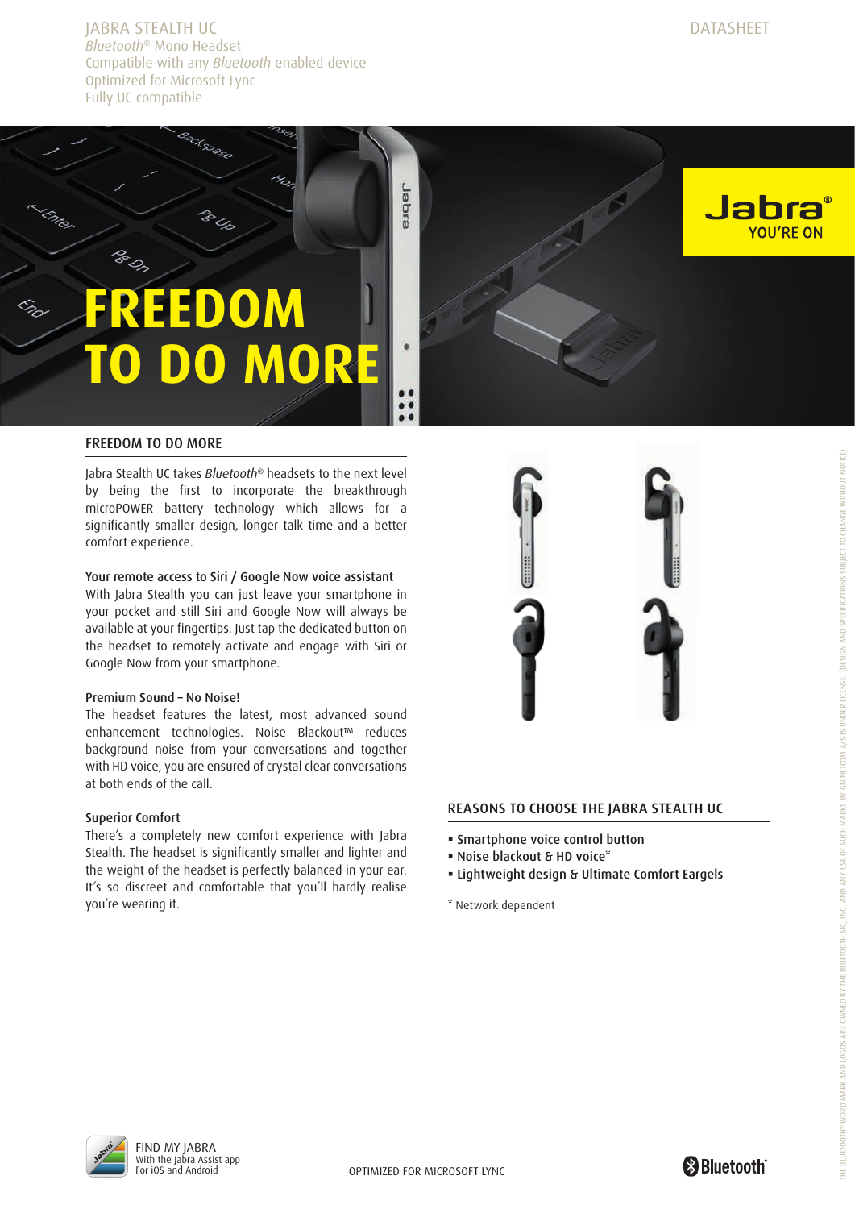JABRA STEALTH UC

*Bluetooth*® Mono Headset

Compatible with any *Bluetooth* enabled device

Optimized for Microsoft Lync

Fully UC compatible

DATASHEET

Jabra® YOU'RE ON

# FREEDOM TO DO MORE

## FREEDOM TO DO MORE

Jabra Stealth UC takes *Bluetooth*® headsets to the next level by being the first to incorporate the breakthrough microPOWER battery technology which allows for a significantly smaller design, longer talk time and a better comfort experience.

### Your remote access to Siri / Google Now voice assistant

With Jabra Stealth you can just leave your smartphone in your pocket and still Siri and Google Now will always be available at your fingertips. Just tap the dedicated button on the headset to remotely activate and engage with Siri or Google Now from your smartphone.

### Premium Sound – No Noise!

The headset features the latest, most advanced sound enhancement technologies. Noise Blackout™ reduces background noise from your conversations and together with HD voice, you are ensured of crystal clear conversations at both ends of the call.

### Superior Comfort

There's a completely new comfort experience with Jabra Stealth. The headset is significantly smaller and lighter and the weight of the headset is perfectly balanced in your ear. It's so discreet and comfortable that you'll hardly realise you're wearing it.

## REASONS TO CHOOSE THE JABRA STEALTH UC

- Smartphone voice control button
- Noise blackout & HD voice*
- Lightweight design & Ultimate Comfort Eargels

* Network dependent

FIND MY JABRA
With the Jabra Assist app
For iOS and Android

OPTIMIZED FOR MICROSOFT LYNC

Bluetooth®

THE BLUETOOTH® WORD MARK AND LOGOS ARE OWNED BY THE BLUETOOTH SIG, INC. AND ANY USE OF SUCH MARKS BY GN NETCOM A/S IS UNDER LICENSE. (DESIGN AND SPECIFICATIONS SUBJECT TO CHANGE WITHOUT NOTICE)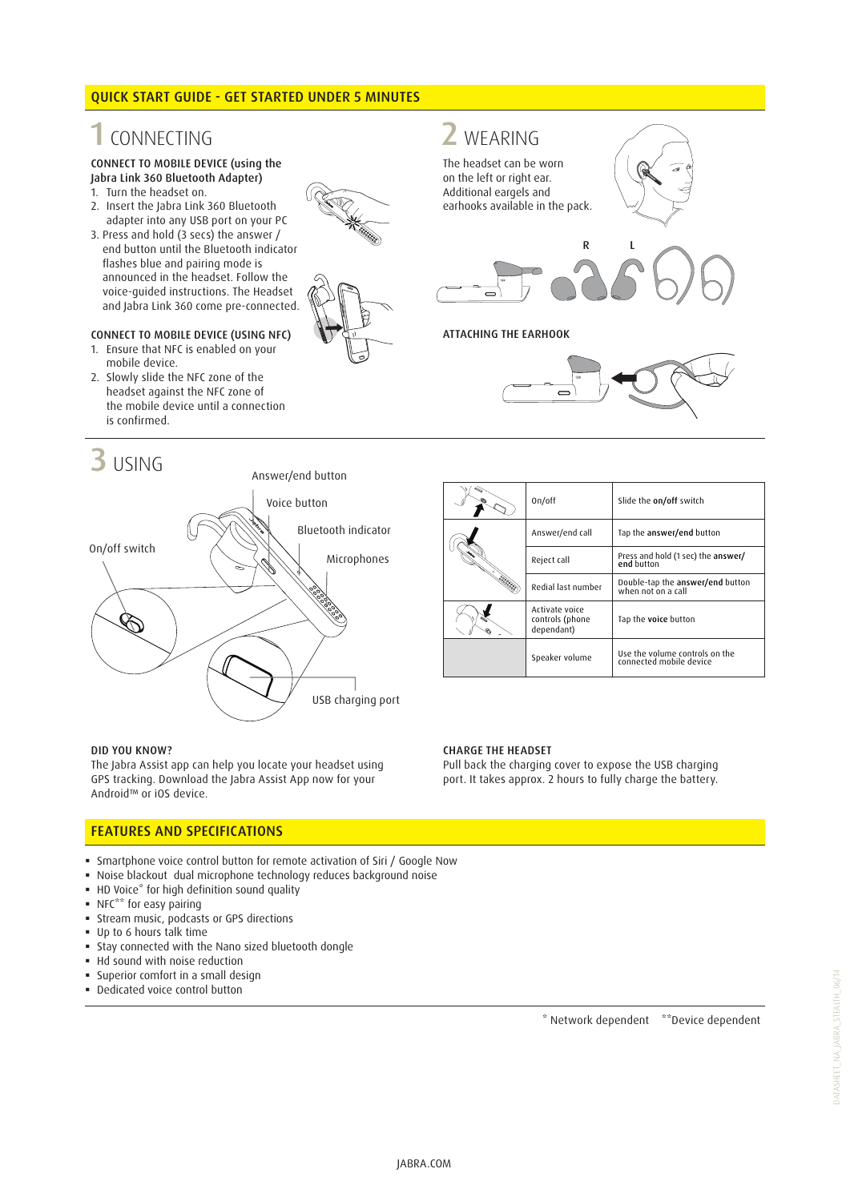## QUICK START GUIDE - GET STARTED UNDER 5 MINUTES

# 1 CONNECTING

**CONNECT TO MOBILE DEVICE (using the Jabra Link 360 Bluetooth Adapter)**

1. Turn the headset on.
2. Insert the Jabra Link 360 Bluetooth adapter into any USB port on your PC
3. Press and hold (3 secs) the answer / end button until the Bluetooth indicator flashes blue and pairing mode is announced in the headset. Follow the voice-guided instructions. The Headset and Jabra Link 360 come pre-connected.

**CONNECT TO MOBILE DEVICE (USING NFC)**

1. Ensure that NFC is enabled on your mobile device.
2. Slowly slide the NFC zone of the headset against the NFC zone of the mobile device until a connection is confirmed.

# 2 WEARING

The headset can be worn on the left or right ear. Additional eargels and earhooks available in the pack.

R L

**ATTACHING THE EARHOOK**

# 3 USING

Answer/end button

Voice button

Bluetooth indicator

On/off switch

Microphones

USB charging port

| | | |
|---|---|---|
| | On/off | Slide the **on/off** switch |
| | Answer/end call | Tap the **answer/end** button |
| | Reject call | Press and hold (1 sec) the **answer/ end** button |
| | Redial last number | Double-tap the **answer/end** button when not on a call |
| | Activate voice controls (phone dependant) | Tap the **voice** button |
| | Speaker volume | Use the volume controls on the connected mobile device |

**DID YOU KNOW?**

The Jabra Assist app can help you locate your headset using GPS tracking. Download the Jabra Assist App now for your Android™ or iOS device.

**CHARGE THE HEADSET**

Pull back the charging cover to expose the USB charging port. It takes approx. 2 hours to fully charge the battery.

## FEATURES AND SPECIFICATIONS

- Smartphone voice control button for remote activation of Siri / Google Now
- Noise blackout dual microphone technology reduces background noise
- HD Voice* for high definition sound quality
- NFC** for easy pairing
- Stream music, podcasts or GPS directions
- Up to 6 hours talk time
- Stay connected with the Nano sized bluetooth dongle
- Hd sound with noise reduction
- Superior comfort in a small design
- Dedicated voice control button

* Network dependent **Device dependent

JABRA.COM